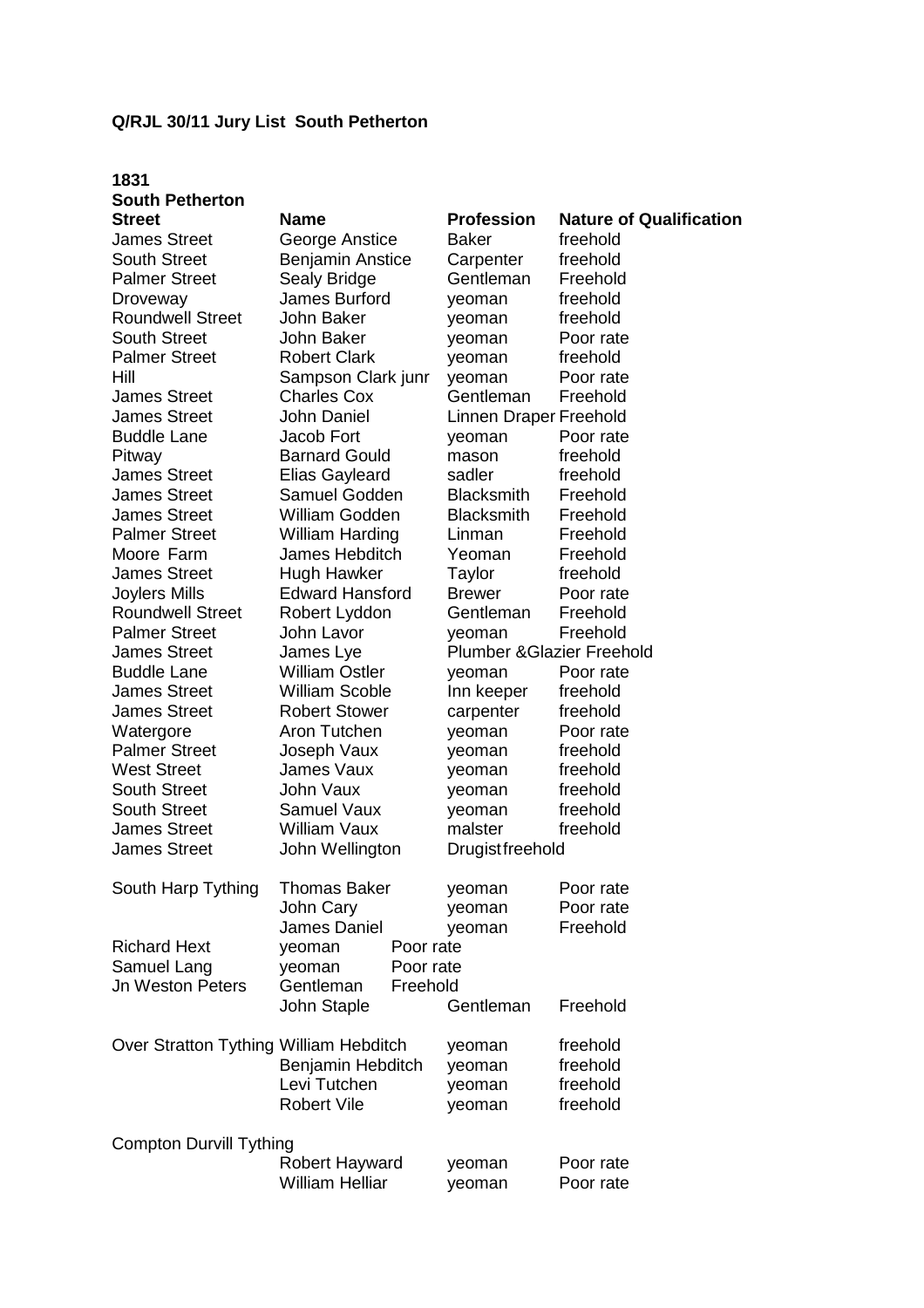**Q/RJL 30/11 Jury List South Petherton**

**1831**
**South Petherton**

| **Street** | **Name** | **Profession** | **Nature of Qualification** |
|---|---|---|---|
| James Street | George Anstice | Baker | freehold |
| South Street | Benjamin Anstice | Carpenter | freehold |
| Palmer Street | Sealy Bridge | Gentleman | Freehold |
| Droveway | James Burford | yeoman | freehold |
| Roundwell Street | John Baker | yeoman | freehold |
| South Street | John Baker | yeoman | Poor rate |
| Palmer Street | Robert Clark | yeoman | freehold |
| Hill | Sampson Clark junr | yeoman | Poor rate |
| James Street | Charles Cox | Gentleman | Freehold |
| James Street | John Daniel | Linnen Draper | Freehold |
| Buddle Lane | Jacob Fort | yeoman | Poor rate |
| Pitway | Barnard Gould | mason | freehold |
| James Street | Elias Gayleard | sadler | freehold |
| James Street | Samuel Godden | Blacksmith | Freehold |
| James Street | William Godden | Blacksmith | Freehold |
| Palmer Street | William Harding | Linman | Freehold |
| Moore Farm | James Hebditch | Yeoman | Freehold |
| James Street | Hugh Hawker | Taylor | freehold |
| Joylers Mills | Edward Hansford | Brewer | Poor rate |
| Roundwell Street | Robert Lyddon | Gentleman | Freehold |
| Palmer Street | John Lavor | yeoman | Freehold |
| James Street | James Lye | Plumber &Glazier | Freehold |
| Buddle Lane | William Ostler | yeoman | Poor rate |
| James Street | William Scoble | Inn keeper | freehold |
| James Street | Robert Stower | carpenter | freehold |
| Watergore | Aron Tutchen | yeoman | Poor rate |
| Palmer Street | Joseph Vaux | yeoman | freehold |
| West Street | James Vaux | yeoman | freehold |
| South Street | John Vaux | yeoman | freehold |
| South Street | Samuel Vaux | yeoman | freehold |
| James Street | William Vaux | malster | freehold |
| James Street | John Wellington | Drugist | freehold |
| | | | |
| South Harp Tything | Thomas Baker | yeoman | Poor rate |
| | John Cary | yeoman | Poor rate |
| | James Daniel | yeoman | Freehold |
| Richard Hext | yeoman | Poor rate | |
| Samuel Lang | yeoman | Poor rate | |
| Jn Weston Peters | Gentleman | Freehold | |
| | John Staple | Gentleman | Freehold |
| | | | |
| Over Stratton Tything | William Hebditch | yeoman | freehold |
| | Benjamin Hebditch | yeoman | freehold |
| | Levi Tutchen | yeoman | freehold |
| | Robert Vile | yeoman | freehold |
| | | | |
| Compton Durvill Tything | | | |
| | Robert Hayward | yeoman | Poor rate |
| | William Helliar | yeoman | Poor rate |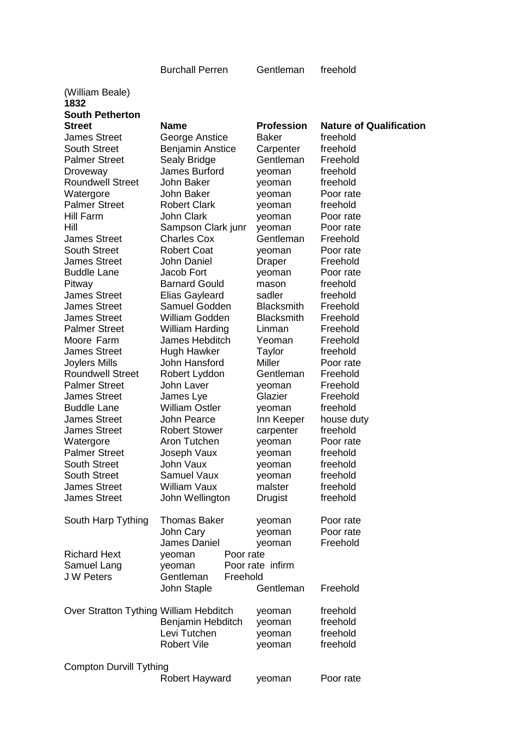| | Burchall Perren | Gentleman | freehold |
|---|---|---|---|

(William Beale)
**1832**
**South Petherton**

| **Street** | **Name** | **Profession** | **Nature of Qualification** |
|---|---|---|---|
| James Street | George Anstice | Baker | freehold |
| South Street | Benjamin Anstice | Carpenter | freehold |
| Palmer Street | Sealy Bridge | Gentleman | Freehold |
| Droveway | James Burford | yeoman | freehold |
| Roundwell Street | John Baker | yeoman | freehold |
| Watergore | John Baker | yeoman | Poor rate |
| Palmer Street | Robert Clark | yeoman | freehold |
| Hill Farm | John Clark | yeoman | Poor rate |
| Hill | Sampson Clark junr | yeoman | Poor rate |
| James Street | Charles Cox | Gentleman | Freehold |
| South Street | Robert Coat | yeoman | Poor rate |
| James Street | John Daniel | Draper | Freehold |
| Buddle Lane | Jacob Fort | yeoman | Poor rate |
| Pitway | Barnard Gould | mason | freehold |
| James Street | Elias Gayleard | sadler | freehold |
| James Street | Samuel Godden | Blacksmith | Freehold |
| James Street | William Godden | Blacksmith | Freehold |
| Palmer Street | William Harding | Linman | Freehold |
| Moore Farm | James Hebditch | Yeoman | Freehold |
| James Street | Hugh Hawker | Taylor | freehold |
| Joylers Mills | John Hansford | Miller | Poor rate |
| Roundwell Street | Robert Lyddon | Gentleman | Freehold |
| Palmer Street | John Laver | yeoman | Freehold |
| James Street | James Lye | Glazier | Freehold |
| Buddle Lane | William Ostler | yeoman | freehold |
| James Street | John Pearce | Inn Keeper | house duty |
| James Street | Robert Stower | carpenter | freehold |
| Watergore | Aron Tutchen | yeoman | Poor rate |
| Palmer Street | Joseph Vaux | yeoman | freehold |
| South Street | John Vaux | yeoman | freehold |
| South Street | Samuel Vaux | yeoman | freehold |
| James Street | William Vaux | malster | freehold |
| James Street | John Wellington | Drugist | freehold |
| | | | |
| South Harp Tything | Thomas Baker | yeoman | Poor rate |
| | John Cary | yeoman | Poor rate |
| | James Daniel | yeoman | Freehold |
| Richard Hext | yeoman | Poor rate | |
| Samuel Lang | yeoman | Poor rate infirm | |
| J W Peters | Gentleman | Freehold | |
| | John Staple | Gentleman | Freehold |
| | | | |
| Over Stratton Tything | William Hebditch | yeoman | freehold |
| | Benjamin Hebditch | yeoman | freehold |
| | Levi Tutchen | yeoman | freehold |
| | Robert Vile | yeoman | freehold |
| | | | |
| Compton Durvill Tything | | | |
| | Robert Hayward | yeoman | Poor rate |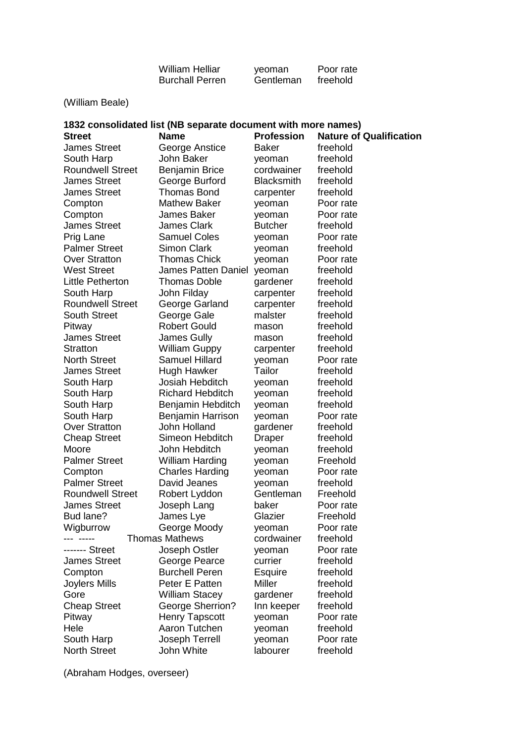| | | | |
|---|---|---|---|
| | William Helliar | yeoman | Poor rate |
| | Burchall Perren | Gentleman | freehold |

(William Beale)

**1832 consolidated list (NB separate document with more names)**

| **Street** | **Name** | **Profession** | **Nature of Qualification** |
|---|---|---|---|
| James Street | George Anstice | Baker | freehold |
| South Harp | John Baker | yeoman | freehold |
| Roundwell Street | Benjamin Brice | cordwainer | freehold |
| James Street | George Burford | Blacksmith | freehold |
| James Street | Thomas Bond | carpenter | freehold |
| Compton | Mathew Baker | yeoman | Poor rate |
| Compton | James Baker | yeoman | Poor rate |
| James Street | James Clark | Butcher | freehold |
| Prig Lane | Samuel Coles | yeoman | Poor rate |
| Palmer Street | Simon Clark | yeoman | freehold |
| Over Stratton | Thomas Chick | yeoman | Poor rate |
| West Street | James Patten Daniel | yeoman | freehold |
| Little Petherton | Thomas Doble | gardener | freehold |
| South Harp | John Filday | carpenter | freehold |
| Roundwell Street | George Garland | carpenter | freehold |
| South Street | George Gale | malster | freehold |
| Pitway | Robert Gould | mason | freehold |
| James Street | James Gully | mason | freehold |
| Stratton | William Guppy | carpenter | freehold |
| North Street | Samuel Hillard | yeoman | Poor rate |
| James Street | Hugh Hawker | Tailor | freehold |
| South Harp | Josiah Hebditch | yeoman | freehold |
| South Harp | Richard Hebditch | yeoman | freehold |
| South Harp | Benjamin Hebditch | yeoman | freehold |
| South Harp | Benjamin Harrison | yeoman | Poor rate |
| Over Stratton | John Holland | gardener | freehold |
| Cheap Street | Simeon Hebditch | Draper | freehold |
| Moore | John Hebditch | yeoman | freehold |
| Palmer Street | William Harding | yeoman | Freehold |
| Compton | Charles Harding | yeoman | Poor rate |
| Palmer Street | David Jeanes | yeoman | freehold |
| Roundwell Street | Robert Lyddon | Gentleman | Freehold |
| James Street | Joseph Lang | baker | Poor rate |
| Bud lane? | James Lye | Glazier | Freehold |
| Wigburrow | George Moody | yeoman | Poor rate |
| --- ----- | Thomas Mathews | cordwainer | freehold |
| ------- Street | Joseph Ostler | yeoman | Poor rate |
| James Street | George Pearce | currier | freehold |
| Compton | Burchell Peren | Esquire | freehold |
| Joylers Mills | Peter E Patten | Miller | freehold |
| Gore | William Stacey | gardener | freehold |
| Cheap Street | George Sherrion? | Inn keeper | freehold |
| Pitway | Henry Tapscott | yeoman | Poor rate |
| Hele | Aaron Tutchen | yeoman | freehold |
| South Harp | Joseph Terrell | yeoman | Poor rate |
| North Street | John White | labourer | freehold |

(Abraham Hodges, overseer)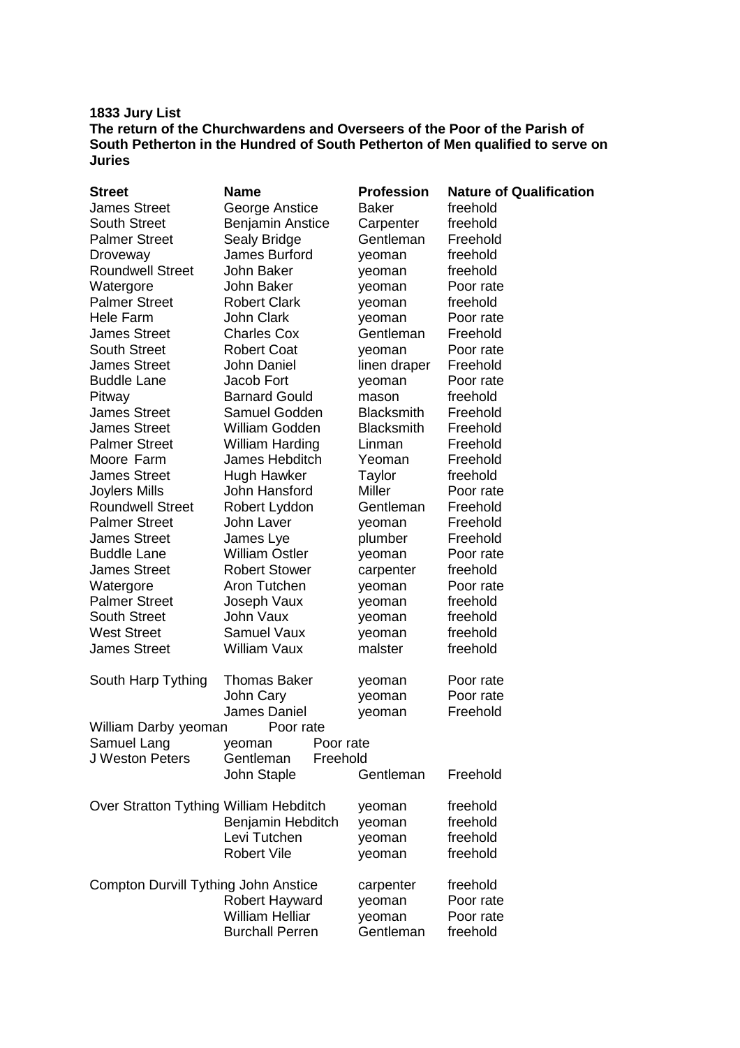**1833 Jury List**

**The return of the Churchwardens and Overseers of the Poor of the Parish of South Petherton in the Hundred of South Petherton of Men qualified to serve on Juries**

| Street | Name | Profession | Nature of Qualification |
|---|---|---|---|
| James Street | George Anstice | Baker | freehold |
| South Street | Benjamin Anstice | Carpenter | freehold |
| Palmer Street | Sealy Bridge | Gentleman | Freehold |
| Droveway | James Burford | yeoman | freehold |
| Roundwell Street | John Baker | yeoman | freehold |
| Watergore | John Baker | yeoman | Poor rate |
| Palmer Street | Robert Clark | yeoman | freehold |
| Hele Farm | John Clark | yeoman | Poor rate |
| James Street | Charles Cox | Gentleman | Freehold |
| South Street | Robert Coat | yeoman | Poor rate |
| James Street | John Daniel | linen draper | Freehold |
| Buddle Lane | Jacob Fort | yeoman | Poor rate |
| Pitway | Barnard Gould | mason | freehold |
| James Street | Samuel Godden | Blacksmith | Freehold |
| James Street | William Godden | Blacksmith | Freehold |
| Palmer Street | William Harding | Linman | Freehold |
| Moore Farm | James Hebditch | Yeoman | Freehold |
| James Street | Hugh Hawker | Taylor | freehold |
| Joylers Mills | John Hansford | Miller | Poor rate |
| Roundwell Street | Robert Lyddon | Gentleman | Freehold |
| Palmer Street | John Laver | yeoman | Freehold |
| James Street | James Lye | plumber | Freehold |
| Buddle Lane | William Ostler | yeoman | Poor rate |
| James Street | Robert Stower | carpenter | freehold |
| Watergore | Aron Tutchen | yeoman | Poor rate |
| Palmer Street | Joseph Vaux | yeoman | freehold |
| South Street | John Vaux | yeoman | freehold |
| West Street | Samuel Vaux | yeoman | freehold |
| James Street | William Vaux | malster | freehold |
| South Harp Tything | Thomas Baker | yeoman | Poor rate |
| | John Cary | yeoman | Poor rate |
| | James Daniel | yeoman | Freehold |
| | William Darby | yeoman | Poor rate |
| | Samuel Lang | yeoman | Poor rate |
| | J Weston Peters | Gentleman | Freehold |
| | John Staple | Gentleman | Freehold |
| Over Stratton Tything | William Hebditch | yeoman | freehold |
| | Benjamin Hebditch | yeoman | freehold |
| | Levi Tutchen | yeoman | freehold |
| | Robert Vile | yeoman | freehold |
| Compton Durvill Tything | John Anstice | carpenter | freehold |
| | Robert Hayward | yeoman | Poor rate |
| | William Helliar | yeoman | Poor rate |
| | Burchall Perren | Gentleman | freehold |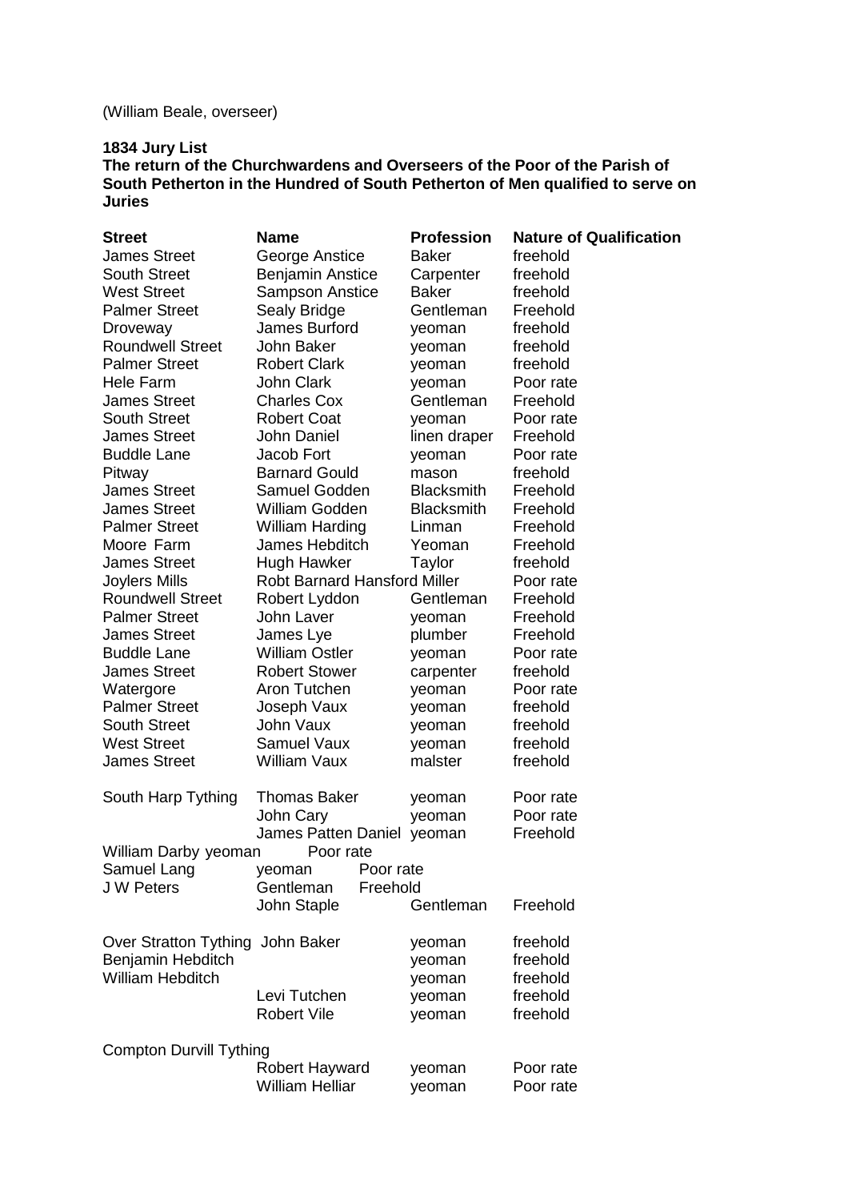(William Beale, overseer)

**1834 Jury List**
**The return of the Churchwardens and Overseers of the Poor of the Parish of South Petherton in the Hundred of South Petherton of Men qualified to serve on Juries**

| Street | Name | Profession | Nature of Qualification |
|---|---|---|---|
| James Street | George Anstice | Baker | freehold |
| South Street | Benjamin Anstice | Carpenter | freehold |
| West Street | Sampson Anstice | Baker | freehold |
| Palmer Street | Sealy Bridge | Gentleman | Freehold |
| Droveway | James Burford | yeoman | freehold |
| Roundwell Street | John Baker | yeoman | freehold |
| Palmer Street | Robert Clark | yeoman | freehold |
| Hele Farm | John Clark | yeoman | Poor rate |
| James Street | Charles Cox | Gentleman | Freehold |
| South Street | Robert Coat | yeoman | Poor rate |
| James Street | John Daniel | linen draper | Freehold |
| Buddle Lane | Jacob Fort | yeoman | Poor rate |
| Pitway | Barnard Gould | mason | freehold |
| James Street | Samuel Godden | Blacksmith | Freehold |
| James Street | William Godden | Blacksmith | Freehold |
| Palmer Street | William Harding | Linman | Freehold |
| Moore Farm | James Hebditch | Yeoman | Freehold |
| James Street | Hugh Hawker | Taylor | freehold |
| Joylers Mills | Robt Barnard Hansford | Miller | Poor rate |
| Roundwell Street | Robert Lyddon | Gentleman | Freehold |
| Palmer Street | John Laver | yeoman | Freehold |
| James Street | James Lye | plumber | Freehold |
| Buddle Lane | William Ostler | yeoman | Poor rate |
| James Street | Robert Stower | carpenter | freehold |
| Watergore | Aron Tutchen | yeoman | Poor rate |
| Palmer Street | Joseph Vaux | yeoman | freehold |
| South Street | John Vaux | yeoman | freehold |
| West Street | Samuel Vaux | yeoman | freehold |
| James Street | William Vaux | malster | freehold |
| South Harp Tything | Thomas Baker | yeoman | Poor rate |
| | John Cary | yeoman | Poor rate |
| | James Patten Daniel | yeoman | Freehold |
| | William Darby | yeoman | Poor rate |
| | Samuel Lang | yeoman | Poor rate |
| | J W Peters | Gentleman | Freehold |
| | John Staple | Gentleman | Freehold |
| Over Stratton Tything | John Baker | yeoman | freehold |
| | Benjamin Hebditch | yeoman | freehold |
| | William Hebditch | yeoman | freehold |
| | Levi Tutchen | yeoman | freehold |
| | Robert Vile | yeoman | freehold |
| Compton Durvill Tything | | | |
| | Robert Hayward | yeoman | Poor rate |
| | William Helliar | yeoman | Poor rate |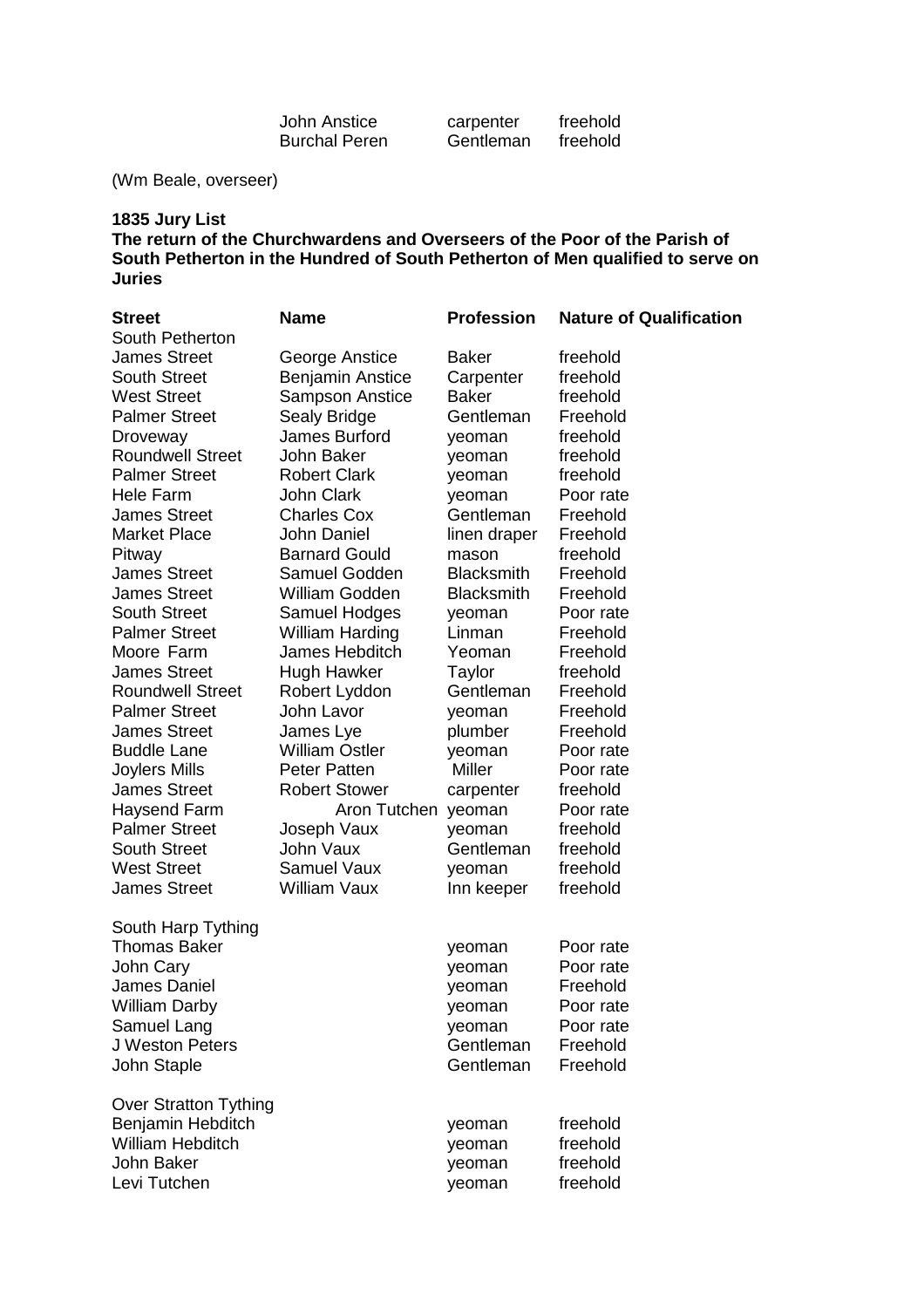| | | | |
|---|---|---|---|
| | John Anstice | carpenter | freehold |
| | Burchal Peren | Gentleman | freehold |

(Wm Beale, overseer)

**1835 Jury List**
**The return of the Churchwardens and Overseers of the Poor of the Parish of South Petherton in the Hundred of South Petherton of Men qualified to serve on Juries**

| Street | Name | Profession | Nature of Qualification |
|---|---|---|---|
| South Petherton | | | |
| James Street | George Anstice | Baker | freehold |
| South Street | Benjamin Anstice | Carpenter | freehold |
| West Street | Sampson Anstice | Baker | freehold |
| Palmer Street | Sealy Bridge | Gentleman | Freehold |
| Droveway | James Burford | yeoman | freehold |
| Roundwell Street | John Baker | yeoman | freehold |
| Palmer Street | Robert Clark | yeoman | freehold |
| Hele Farm | John Clark | yeoman | Poor rate |
| James Street | Charles Cox | Gentleman | Freehold |
| Market Place | John Daniel | linen draper | Freehold |
| Pitway | Barnard Gould | mason | freehold |
| James Street | Samuel Godden | Blacksmith | Freehold |
| James Street | William Godden | Blacksmith | Freehold |
| South Street | Samuel Hodges | yeoman | Poor rate |
| Palmer Street | William Harding | Linman | Freehold |
| Moore Farm | James Hebditch | Yeoman | Freehold |
| James Street | Hugh Hawker | Taylor | freehold |
| Roundwell Street | Robert Lyddon | Gentleman | Freehold |
| Palmer Street | John Lavor | yeoman | Freehold |
| James Street | James Lye | plumber | Freehold |
| Buddle Lane | William Ostler | yeoman | Poor rate |
| Joylers Mills | Peter Patten | Miller | Poor rate |
| James Street | Robert Stower | carpenter | freehold |
| Haysend Farm | Aron Tutchen | yeoman | Poor rate |
| Palmer Street | Joseph Vaux | yeoman | freehold |
| South Street | John Vaux | Gentleman | freehold |
| West Street | Samuel Vaux | yeoman | freehold |
| James Street | William Vaux | Inn keeper | freehold |
| | | | |
| South Harp Tything | | | |
| Thomas Baker | | yeoman | Poor rate |
| John Cary | | yeoman | Poor rate |
| James Daniel | | yeoman | Freehold |
| William Darby | | yeoman | Poor rate |
| Samuel Lang | | yeoman | Poor rate |
| J Weston Peters | | Gentleman | Freehold |
| John Staple | | Gentleman | Freehold |
| | | | |
| Over Stratton Tything | | | |
| Benjamin Hebditch | | yeoman | freehold |
| William Hebditch | | yeoman | freehold |
| John Baker | | yeoman | freehold |
| Levi Tutchen | | yeoman | freehold |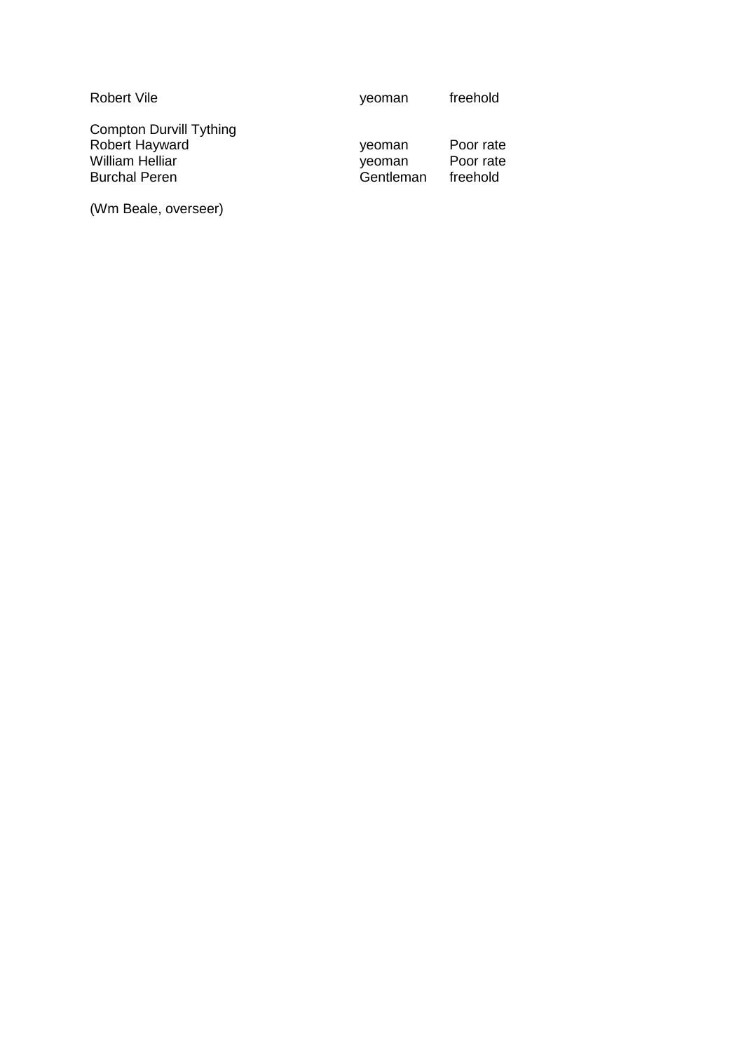| | | |
|---|---|---|
| Robert Vile | yeoman | freehold |
| | | |
| Compton Durvill Tything | | |
| Robert Hayward | yeoman | Poor rate |
| William Helliar | yeoman | Poor rate |
| Burchal Peren | Gentleman | freehold |

(Wm Beale, overseer)